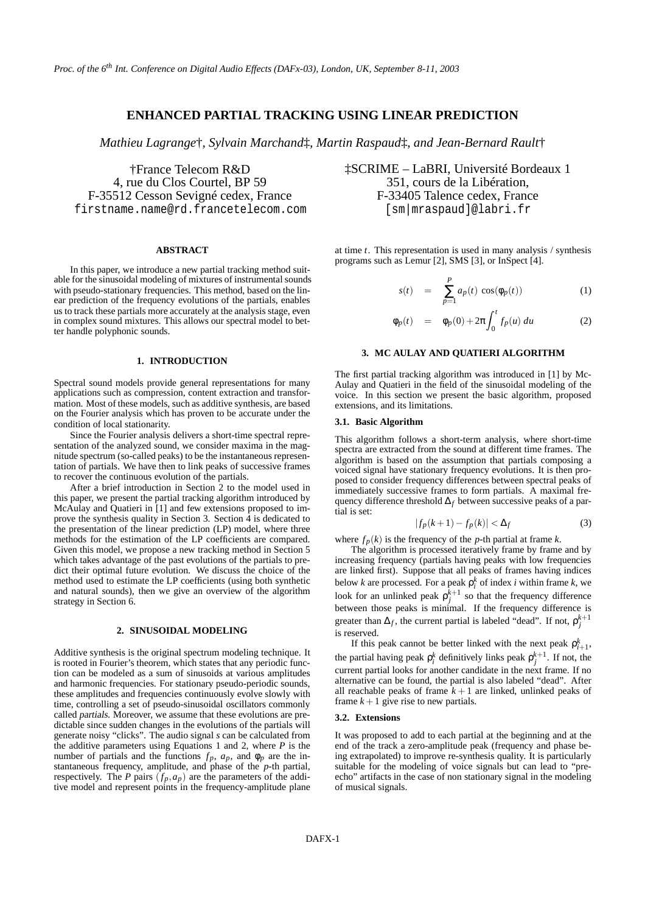# ENHANCED PARTIAL TRACKING USING LINEAR PREDICTION

*Mathieu Lagrange†, Sylvain Marchand‡, Martin Raspaud‡, and Jean-Bernard Rault†*

†France Telecom R&D
4, rue du Clos Courtel, BP 59
F-35512 Cesson Sevigné cedex, France
firstname.name@rd.francetelecom.com

‡SCRIME – LaBRI, Université Bordeaux 1
351, cours de la Libération,
F-33405 Talence cedex, France
[sm|mraspaud]@labri.fr

## ABSTRACT

In this paper, we introduce a new partial tracking method suitable for the sinusoidal modeling of mixtures of instrumental sounds with pseudo-stationary frequencies. This method, based on the linear prediction of the frequency evolutions of the partials, enables us to track these partials more accurately at the analysis stage, even in complex sound mixtures. This allows our spectral model to better handle polyphonic sounds.

## 1. INTRODUCTION

Spectral sound models provide general representations for many applications such as compression, content extraction and transformation. Most of these models, such as additive synthesis, are based on the Fourier analysis which has proven to be accurate under the condition of local stationarity.

Since the Fourier analysis delivers a short-time spectral representation of the analyzed sound, we consider maxima in the magnitude spectrum (so-called peaks) to be the instantaneous representation of partials. We have then to link peaks of successive frames to recover the continuous evolution of the partials.

After a brief introduction in Section 2 to the model used in this paper, we present the partial tracking algorithm introduced by McAulay and Quatieri in [1] and few extensions proposed to improve the synthesis quality in Section 3. Section 4 is dedicated to the presentation of the linear prediction (LP) model, where three methods for the estimation of the LP coefficients are compared. Given this model, we propose a new tracking method in Section 5 which takes advantage of the past evolutions of the partials to predict their optimal future evolution. We discuss the choice of the method used to estimate the LP coefficients (using both synthetic and natural sounds), then we give an overview of the algorithm strategy in Section 6.

## 2. SINUSOIDAL MODELING

Additive synthesis is the original spectrum modeling technique. It is rooted in Fourier's theorem, which states that any periodic function can be modeled as a sum of sinusoids at various amplitudes and harmonic frequencies. For stationary pseudo-periodic sounds, these amplitudes and frequencies continuously evolve slowly with time, controlling a set of pseudo-sinusoidal oscillators commonly called *partials*. Moreover, we assume that these evolutions are predictable since sudden changes in the evolutions of the partials will generate noisy "clicks". The audio signal $s$ can be calculated from the additive parameters using Equations 1 and 2, where $P$ is the number of partials and the functions $f_p$, $a_p$, and $\phi_p$ are the instantaneous frequency, amplitude, and phase of the $p$-th partial, respectively. The $P$ pairs $(f_p, a_p)$ are the parameters of the additive model and represent points in the frequency-amplitude plane at time $t$. This representation is used in many analysis / synthesis programs such as Lemur [2], SMS [3], or InSpect [4].

$$s(t) = \sum_{p=1}^{P} a_p(t)\, \cos(\phi_p(t)) \tag{1}$$

$$\phi_p(t) = \phi_p(0) + 2\pi \int_0^t f_p(u)\, du \tag{2}$$

## 3. MC AULAY AND QUATIERI ALGORITHM

The first partial tracking algorithm was introduced in [1] by McAulay and Quatieri in the field of the sinusoidal modeling of the voice. In this section we present the basic algorithm, proposed extensions, and its limitations.

### 3.1. Basic Algorithm

This algorithm follows a short-term analysis, where short-time spectra are extracted from the sound at different time frames. The algorithm is based on the assumption that partials composing a voiced signal have stationary frequency evolutions. It is then proposed to consider frequency differences between spectral peaks of immediately successive frames to form partials. A maximal frequency difference threshold $\Delta_f$ between successive peaks of a partial is set:

$$|f_p(k+1) - f_p(k)| < \Delta_f \tag{3}$$

where $f_p(k)$ is the frequency of the $p$-th partial at frame $k$.

The algorithm is processed iteratively frame by frame and by increasing frequency (partials having peaks with low frequencies are linked first). Suppose that all peaks of frames having indices below $k$ are processed. For a peak $\rho_i^k$ of index $i$ within frame $k$, we look for an unlinked peak $\rho_j^{k+1}$ so that the frequency difference between those peaks is minimal. If the frequency difference is greater than $\Delta_f$, the current partial is labeled "dead". If not, $\rho_j^{k+1}$ is reserved.

If this peak cannot be better linked with the next peak $\rho_{i+1}^k$, the partial having peak $\rho_i^k$ definitively links peak $\rho_j^{k+1}$. If not, the current partial looks for another candidate in the next frame. If no alternative can be found, the partial is also labeled "dead". After all reachable peaks of frame $k+1$ are linked, unlinked peaks of frame $k+1$ give rise to new partials.

### 3.2. Extensions

It was proposed to add to each partial at the beginning and at the end of the track a zero-amplitude peak (frequency and phase being extrapolated) to improve re-synthesis quality. It is particularly suitable for the modeling of voice signals but can lead to "pre-echo" artifacts in the case of non stationary signal in the modeling of musical signals.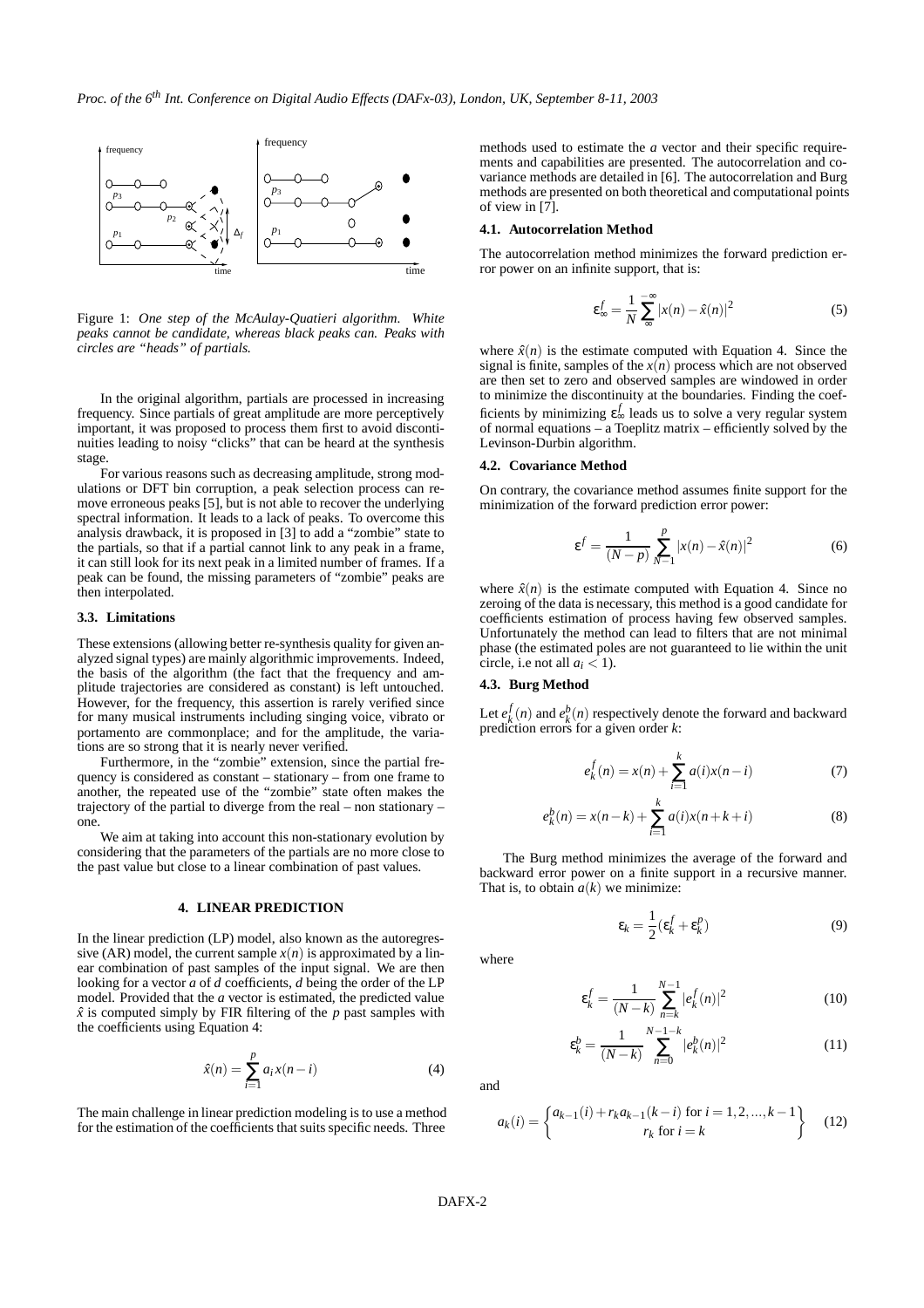Figure 1: *One step of the McAulay-Quatieri algorithm. White peaks cannot be candidate, whereas black peaks can. Peaks with circles are "heads" of partials.*

In the original algorithm, partials are processed in increasing frequency. Since partials of great amplitude are more perceptively important, it was proposed to process them first to avoid discontinuities leading to noisy "clicks" that can be heard at the synthesis stage.

For various reasons such as decreasing amplitude, strong modulations or DFT bin corruption, a peak selection process can remove erroneous peaks [5], but is not able to recover the underlying spectral information. It leads to a lack of peaks. To overcome this analysis drawback, it is proposed in [3] to add a "zombie" state to the partials, so that if a partial cannot link to any peak in a frame, it can still look for its next peak in a limited number of frames. If a peak can be found, the missing parameters of "zombie" peaks are then interpolated.

### 3.3. Limitations

These extensions (allowing better re-synthesis quality for given analyzed signal types) are mainly algorithmic improvements. Indeed, the basis of the algorithm (the fact that the frequency and amplitude trajectories are considered as constant) is left untouched. However, for the frequency, this assertion is rarely verified since for many musical instruments including singing voice, vibrato or portamento are commonplace; and for the amplitude, the variations are so strong that it is nearly never verified.

Furthermore, in the "zombie" extension, since the partial frequency is considered as constant – stationary – from one frame to another, the repeated use of the "zombie" state often makes the trajectory of the partial to diverge from the real – non stationary – one.

We aim at taking into account this non-stationary evolution by considering that the parameters of the partials are no more close to the past value but close to a linear combination of past values.

## 4. LINEAR PREDICTION

In the linear prediction (LP) model, also known as the autoregressive (AR) model, the current sample $x(n)$ is approximated by a linear combination of past samples of the input signal. We are then looking for a vector $a$ of $d$ coefficients, $d$ being the order of the LP model. Provided that the $a$ vector is estimated, the predicted value $\hat{x}$ is computed simply by FIR filtering of the $p$ past samples with the coefficients using Equation 4:

$$\hat{x}(n) = \sum_{i=1}^{p} a_i x(n-i) \tag{4}$$

The main challenge in linear prediction modeling is to use a method for the estimation of the coefficients that suits specific needs. Three methods used to estimate the $a$ vector and their specific requirements and capabilities are presented. The autocorrelation and covariance methods are detailed in [6]. The autocorrelation and Burg methods are presented on both theoretical and computational points of view in [7].

### 4.1. Autocorrelation Method

The autocorrelation method minimizes the forward prediction error power on an infinite support, that is:

$$\varepsilon_\infty^f = \frac{1}{N} \sum_{\infty}^{-\infty} |x(n) - \hat{x}(n)|^2 \tag{5}$$

where $\hat{x}(n)$ is the estimate computed with Equation 4. Since the signal is finite, samples of the $x(n)$ process which are not observed are then set to zero and observed samples are windowed in order to minimize the discontinuity at the boundaries. Finding the coefficients by minimizing $\varepsilon_\infty^f$ leads us to solve a very regular system of normal equations – a Toeplitz matrix – efficiently solved by the Levinson-Durbin algorithm.

### 4.2. Covariance Method

On contrary, the covariance method assumes finite support for the minimization of the forward prediction error power:

$$\varepsilon^f = \frac{1}{(N-p)} \sum_{N-1}^{p} |x(n) - \hat{x}(n)|^2 \tag{6}$$

where $\hat{x}(n)$ is the estimate computed with Equation 4. Since no zeroing of the data is necessary, this method is a good candidate for coefficients estimation of process having few observed samples. Unfortunately the method can lead to filters that are not minimal phase (the estimated poles are not guaranteed to lie within the unit circle, i.e not all $a_i < 1$).

### 4.3. Burg Method

Let $e_k^f(n)$ and $e_k^b(n)$ respectively denote the forward and backward prediction errors for a given order $k$:

$$e_k^f(n) = x(n) + \sum_{i=1}^{k} a(i) x(n-i) \tag{7}$$

$$e_k^b(n) = x(n-k) + \sum_{i=1}^{k} a(i) x(n+k+i) \tag{8}$$

The Burg method minimizes the average of the forward and backward error power on a finite support in a recursive manner. That is, to obtain $a(k)$ we minimize:

$$\varepsilon_k = \frac{1}{2}(\varepsilon_k^f + \varepsilon_k^p) \tag{9}$$

where

$$\varepsilon_k^f = \frac{1}{(N-k)} \sum_{n=k}^{N-1} |e_k^f(n)|^2 \tag{10}$$

$$\varepsilon_k^b = \frac{1}{(N-k)} \sum_{n=0}^{N-1-k} |e_k^b(n)|^2 \tag{11}$$

and

$$a_k(i) = \begin{cases} a_{k-1}(i) + r_k a_{k-1}(k-i) \text{ for } i = 1, 2, \ldots, k-1 \\ r_k \text{ for } i = k \end{cases} \tag{12}$$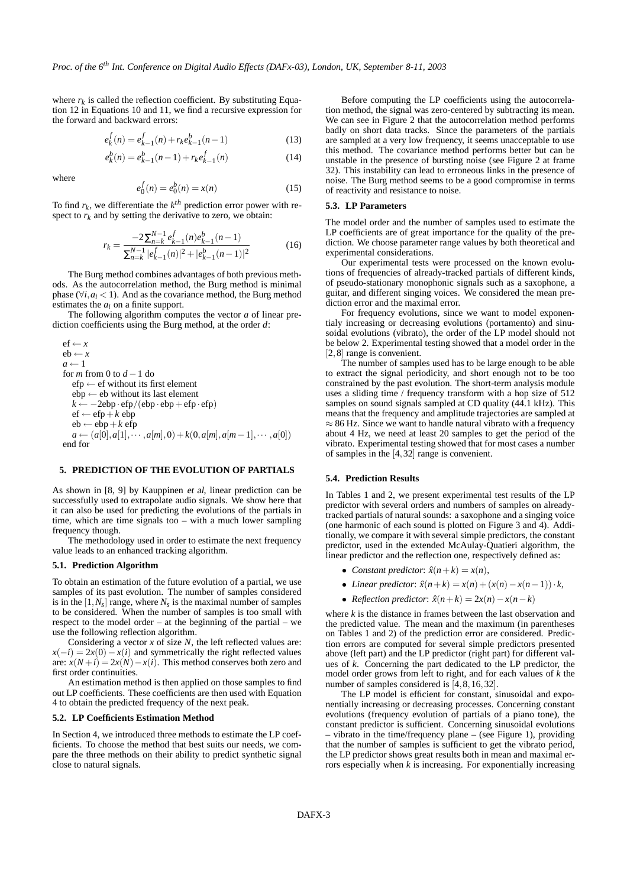where $r_k$ is called the reflection coefficient. By substituting Equation 12 in Equations 10 and 11, we find a recursive expression for the forward and backward errors:

$$e_k^f(n) = e_{k-1}^f(n) + r_k e_{k-1}^b(n-1) \tag{13}$$

$$e_k^b(n) = e_{k-1}^b(n-1) + r_k e_{k-1}^f(n) \tag{14}$$

where

$$e_0^f(n) = e_0^b(n) = x(n) \tag{15}$$

To find $r_k$, we differentiate the $k^{th}$ prediction error power with respect to $r_k$ and by setting the derivative to zero, we obtain:

$$r_k = \frac{-2\sum_{n=k}^{N-1} e_{k-1}^f(n) e_{k-1}^b(n-1)}{\sum_{n=k}^{N-1} |e_{k-1}^f(n)|^2 + |e_{k-1}^b(n-1)|^2} \tag{16}$$

The Burg method combines advantages of both previous methods. As the autocorrelation method, the Burg method is minimal phase ($\forall i, a_i < 1$). And as the covariance method, the Burg method estimates the $a_i$ on a finite support.

The following algorithm computes the vector $a$ of linear prediction coefficients using the Burg method, at the order $d$:

```
ef ← x
eb ← x
a ← 1
for m from 0 to d − 1 do
    efp ← ef without its first element
    ebp ← eb without its last element
    k ← −2ebp · efp/(ebp · ebp + efp · efp)
    ef ← efp + k ebp
    eb ← ebp + k efp
    a ← (a[0], a[1], ··· , a[m], 0) + k(0, a[m], a[m − 1], ··· , a[0])
end for
```

## 5. PREDICTION OF THE EVOLUTION OF PARTIALS

As shown in [8, 9] by Kauppinen *et al*, linear prediction can be successfully used to extrapolate audio signals. We show here that it can also be used for predicting the evolutions of the partials in time, which are time signals too – with a much lower sampling frequency though.

The methodology used in order to estimate the next frequency value leads to an enhanced tracking algorithm.

### 5.1. Prediction Algorithm

To obtain an estimation of the future evolution of a partial, we use samples of its past evolution. The number of samples considered is in the $[1, N_s]$ range, where $N_s$ is the maximal number of samples to be considered. When the number of samples is too small with respect to the model order – at the beginning of the partial – we use the following reflection algorithm.

Considering a vector $x$ of size $N$, the left reflected values are: $x(-i) = 2x(0) - x(i)$ and symmetrically the right reflected values are: $x(N+i) = 2x(N) - x(i)$. This method conserves both zero and first order continuities.

An estimation method is then applied on those samples to find out LP coefficients. These coefficients are then used with Equation 4 to obtain the predicted frequency of the next peak.

### 5.2. LP Coefficients Estimation Method

In Section 4, we introduced three methods to estimate the LP coefficients. To choose the method that best suits our needs, we compare the three methods on their ability to predict synthetic signal close to natural signals.

Before computing the LP coefficients using the autocorrelation method, the signal was zero-centered by subtracting its mean. We can see in Figure 2 that the autocorrelation method performs badly on short data tracks. Since the parameters of the partials are sampled at a very low frequency, it seems unacceptable to use this method. The covariance method performs better but can be unstable in the presence of bursting noise (see Figure 2 at frame 32). This instability can lead to erroneous links in the presence of noise. The Burg method seems to be a good compromise in terms of reactivity and resistance to noise.

### 5.3. LP Parameters

The model order and the number of samples used to estimate the LP coefficients are of great importance for the quality of the prediction. We choose parameter range values by both theoretical and experimental considerations.

Our experimental tests were processed on the known evolutions of frequencies of already-tracked partials of different kinds, of pseudo-stationary monophonic signals such as a saxophone, a guitar, and different singing voices. We considered the mean prediction error and the maximal error.

For frequency evolutions, since we want to model exponentialy increasing or decreasing evolutions (portamento) and sinusoidal evolutions (vibrato), the order of the LP model should not be below 2. Experimental testing showed that a model order in the $[2, 8]$ range is convenient.

The number of samples used has to be large enough to be able to extract the signal periodicity, and short enough not to be too constrained by the past evolution. The short-term analysis module uses a sliding time / frequency transform with a hop size of 512 samples on sound signals sampled at CD quality (44.1 kHz). This means that the frequency and amplitude trajectories are sampled at $\approx 86$ Hz. Since we want to handle natural vibrato with a frequency about 4 Hz, we need at least 20 samples to get the period of the vibrato. Experimental testing showed that for most cases a number of samples in the $[4, 32]$ range is convenient.

### 5.4. Prediction Results

In Tables 1 and 2, we present experimental test results of the LP predictor with several orders and numbers of samples on already-tracked partials of natural sounds: a saxophone and a singing voice (one harmonic of each sound is plotted on Figure 3 and 4). Additionally, we compare it with several simple predictors, the constant predictor, used in the extended McAulay-Quatieri algorithm, the linear predictor and the reflection one, respectively defined as:

- *Constant predictor*: $\hat{x}(n+k) = x(n)$,
- *Linear predictor*: $\hat{x}(n+k) = x(n) + (x(n) - x(n-1)) \cdot k$,
- *Reflection predictor*: $\hat{x}(n+k) = 2x(n) - x(n-k)$

where $k$ is the distance in frames between the last observation and the predicted value. The mean and the maximum (in parentheses on Tables 1 and 2) of the prediction error are considered. Prediction errors are computed for several simple predictors presented above (left part) and the LP predictor (right part) for different values of $k$. Concerning the part dedicated to the LP predictor, the model order grows from left to right, and for each values of $k$ the number of samples considered is $[4, 8, 16, 32]$.

The LP model is efficient for constant, sinusoidal and exponentially increasing or decreasing processes. Concerning constant evolutions (frequency evolution of partials of a piano tone), the constant predictor is sufficient. Concerning sinusoidal evolutions – vibrato in the time/frequency plane – (see Figure 1), providing that the number of samples is sufficient to get the vibrato period, the LP predictor shows great results both in mean and maximal errors especially when $k$ is increasing. For exponentially increasing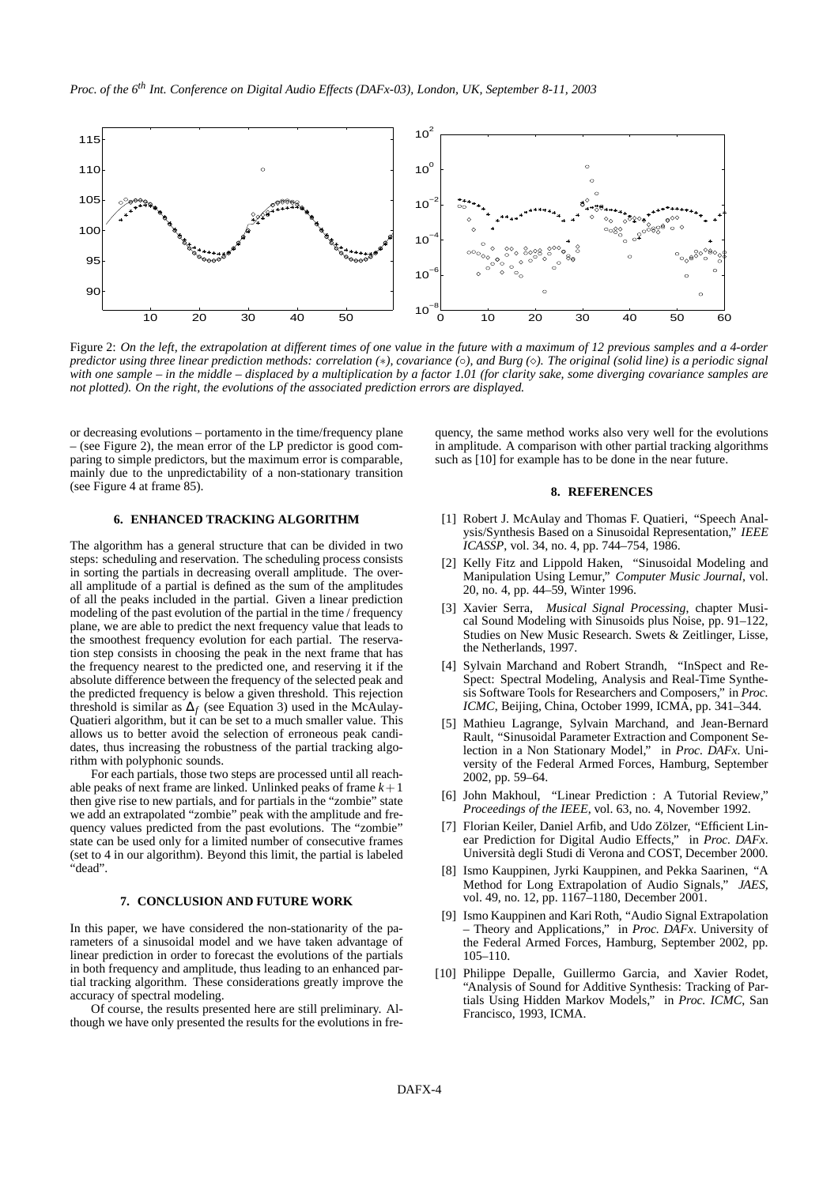Figure 2: *On the left, the extrapolation at different times of one value in the future with a maximum of 12 previous samples and a 4-order predictor using three linear prediction methods: correlation ($*$), covariance ($\circ$), and Burg ($\diamond$). The original (solid line) is a periodic signal with one sample – in the middle – displaced by a multiplication by a factor 1.01 (for clarity sake, some diverging covariance samples are not plotted). On the right, the evolutions of the associated prediction errors are displayed.*

or decreasing evolutions – portamento in the time/frequency plane – (see Figure 2), the mean error of the LP predictor is good comparing to simple predictors, but the maximum error is comparable, mainly due to the unpredictability of a non-stationary transition (see Figure 4 at frame 85).

## 6. ENHANCED TRACKING ALGORITHM

The algorithm has a general structure that can be divided in two steps: scheduling and reservation. The scheduling process consists in sorting the partials in decreasing overall amplitude. The overall amplitude of a partial is defined as the sum of the amplitudes of all the peaks included in the partial. Given a linear prediction modeling of the past evolution of the partial in the time / frequency plane, we are able to predict the next frequency value that leads to the smoothest frequency evolution for each partial. The reservation step consists in choosing the peak in the next frame that has the frequency nearest to the predicted one, and reserving it if the absolute difference between the frequency of the selected peak and the predicted frequency is below a given threshold. This rejection threshold is similar as $\Delta_f$ (see Equation 3) used in the McAulay-Quatieri algorithm, but it can be set to a much smaller value. This allows us to better avoid the selection of erroneous peak candidates, thus increasing the robustness of the partial tracking algorithm with polyphonic sounds.

For each partials, those two steps are processed until all reachable peaks of next frame are linked. Unlinked peaks of frame $k+1$ then give rise to new partials, and for partials in the "zombie" state we add an extrapolated "zombie" peak with the amplitude and frequency values predicted from the past evolutions. The "zombie" state can be used only for a limited number of consecutive frames (set to 4 in our algorithm). Beyond this limit, the partial is labeled "dead".

## 7. CONCLUSION AND FUTURE WORK

In this paper, we have considered the non-stationarity of the parameters of a sinusoidal model and we have taken advantage of linear prediction in order to forecast the evolutions of the partials in both frequency and amplitude, thus leading to an enhanced partial tracking algorithm. These considerations greatly improve the accuracy of spectral modeling.

Of course, the results presented here are still preliminary. Although we have only presented the results for the evolutions in frequency, the same method works also very well for the evolutions in amplitude. A comparison with other partial tracking algorithms such as [10] for example has to be done in the near future.

## 8. REFERENCES

[1] Robert J. McAulay and Thomas F. Quatieri, "Speech Analysis/Synthesis Based on a Sinusoidal Representation," *IEEE ICASSP*, vol. 34, no. 4, pp. 744–754, 1986.

[2] Kelly Fitz and Lippold Haken, "Sinusoidal Modeling and Manipulation Using Lemur," *Computer Music Journal*, vol. 20, no. 4, pp. 44–59, Winter 1996.

[3] Xavier Serra, *Musical Signal Processing*, chapter Musical Sound Modeling with Sinusoids plus Noise, pp. 91–122, Studies on New Music Research. Swets & Zeitlinger, Lisse, the Netherlands, 1997.

[4] Sylvain Marchand and Robert Strandh, "InSpect and ReSpect: Spectral Modeling, Analysis and Real-Time Synthesis Software Tools for Researchers and Composers," in *Proc. ICMC*, Beijing, China, October 1999, ICMA, pp. 341–344.

[5] Mathieu Lagrange, Sylvain Marchand, and Jean-Bernard Rault, "Sinusoidal Parameter Extraction and Component Selection in a Non Stationary Model," in *Proc. DAFx*. University of the Federal Armed Forces, Hamburg, September 2002, pp. 59–64.

[6] John Makhoul, "Linear Prediction : A Tutorial Review," *Proceedings of the IEEE*, vol. 63, no. 4, November 1992.

[7] Florian Keiler, Daniel Arfib, and Udo Zölzer, "Efficient Linear Prediction for Digital Audio Effects," in *Proc. DAFx*. Università degli Studi di Verona and COST, December 2000.

[8] Ismo Kauppinen, Jyrki Kauppinen, and Pekka Saarinen, "A Method for Long Extrapolation of Audio Signals," *JAES*, vol. 49, no. 12, pp. 1167–1180, December 2001.

[9] Ismo Kauppinen and Kari Roth, "Audio Signal Extrapolation – Theory and Applications," in *Proc. DAFx*. University of the Federal Armed Forces, Hamburg, September 2002, pp. 105–110.

[10] Philippe Depalle, Guillermo Garcia, and Xavier Rodet, "Analysis of Sound for Additive Synthesis: Tracking of Partials Using Hidden Markov Models," in *Proc. ICMC*, San Francisco, 1993, ICMA.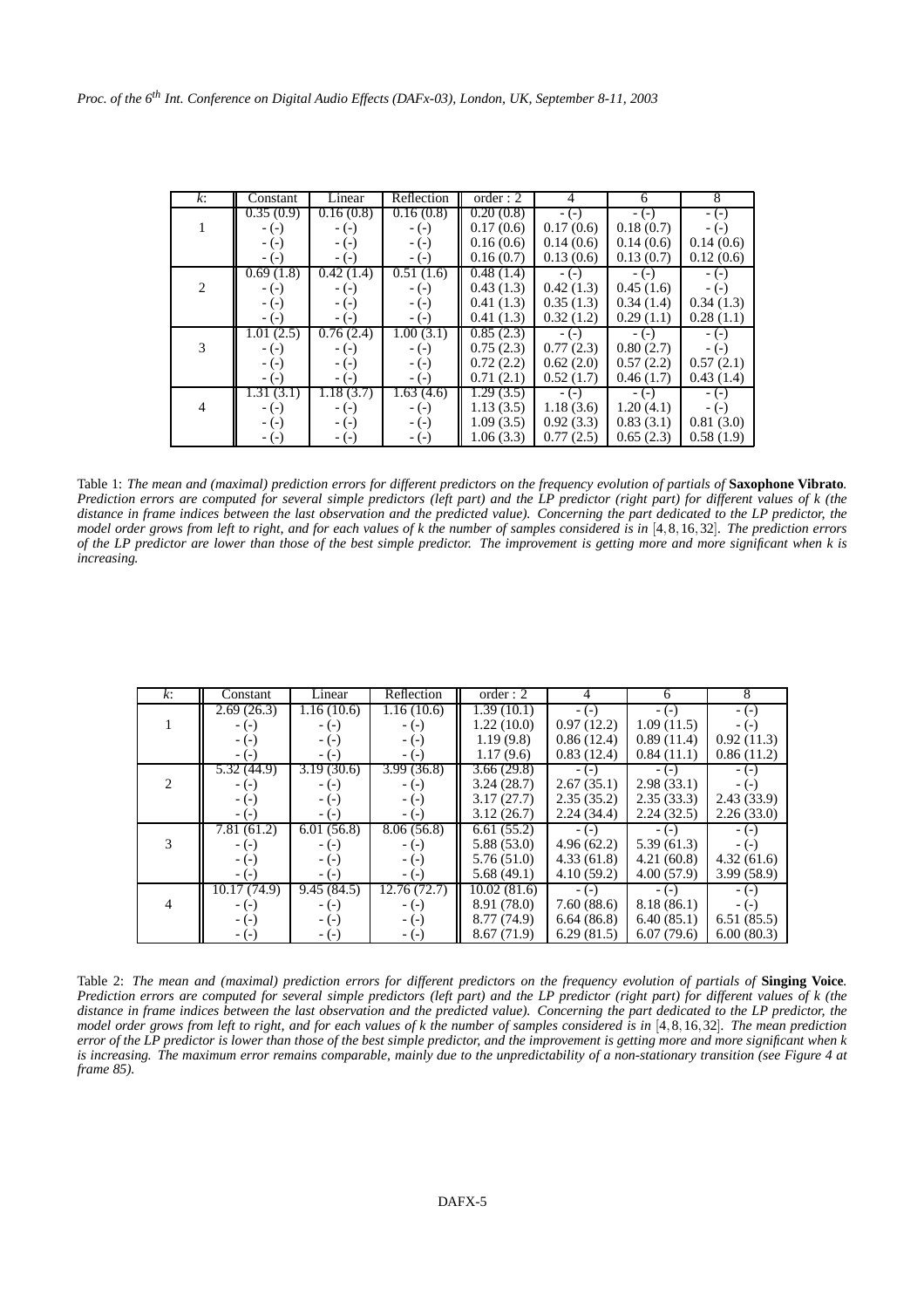| $k$: | Constant | Linear | Reflection | order : 2 | 4 | 6 | 8 |
|---|---|---|---|---|---|---|---|
| | 0.35 (0.9) | 0.16 (0.8) | 0.16 (0.8) | 0.20 (0.8) | - (-) | - (-) | - (-) |
| 1 | - (-) | - (-) | - (-) | 0.17 (0.6) | 0.17 (0.6) | 0.18 (0.7) | - (-) |
| | - (-) | - (-) | - (-) | 0.16 (0.6) | 0.14 (0.6) | 0.14 (0.6) | 0.14 (0.6) |
| | - (-) | - (-) | - (-) | 0.16 (0.7) | 0.13 (0.6) | 0.13 (0.7) | 0.12 (0.6) |
| | 0.69 (1.8) | 0.42 (1.4) | 0.51 (1.6) | 0.48 (1.4) | - (-) | - (-) | - (-) |
| 2 | - (-) | - (-) | - (-) | 0.43 (1.3) | 0.42 (1.3) | 0.45 (1.6) | - (-) |
| | - (-) | - (-) | - (-) | 0.41 (1.3) | 0.35 (1.3) | 0.34 (1.4) | 0.34 (1.3) |
| | - (-) | - (-) | - (-) | 0.41 (1.3) | 0.32 (1.2) | 0.29 (1.1) | 0.28 (1.1) |
| | 1.01 (2.5) | 0.76 (2.4) | 1.00 (3.1) | 0.85 (2.3) | - (-) | - (-) | - (-) |
| 3 | - (-) | - (-) | - (-) | 0.75 (2.3) | 0.77 (2.3) | 0.80 (2.7) | - (-) |
| | - (-) | - (-) | - (-) | 0.72 (2.2) | 0.62 (2.0) | 0.57 (2.2) | 0.57 (2.1) |
| | - (-) | - (-) | - (-) | 0.71 (2.1) | 0.52 (1.7) | 0.46 (1.7) | 0.43 (1.4) |
| | 1.31 (3.1) | 1.18 (3.7) | 1.63 (4.6) | 1.29 (3.5) | - (-) | - (-) | - (-) |
| 4 | - (-) | - (-) | - (-) | 1.13 (3.5) | 1.18 (3.6) | 1.20 (4.1) | - (-) |
| | - (-) | - (-) | - (-) | 1.09 (3.5) | 0.92 (3.3) | 0.83 (3.1) | 0.81 (3.0) |
| | - (-) | - (-) | - (-) | 1.06 (3.3) | 0.77 (2.5) | 0.65 (2.3) | 0.58 (1.9) |

Table 1: *The mean and (maximal) prediction errors for different predictors on the frequency evolution of partials of* **Saxophone Vibrato***. Prediction errors are computed for several simple predictors (left part) and the LP predictor (right part) for different values of k (the distance in frame indices between the last observation and the predicted value). Concerning the part dedicated to the LP predictor, the model order grows from left to right, and for each values of k the number of samples considered is in* $[4, 8, 16, 32]$*. The prediction errors of the LP predictor are lower than those of the best simple predictor. The improvement is getting more and more significant when k is increasing.*

| $k$: | Constant | Linear | Reflection | order : 2 | 4 | 6 | 8 |
|---|---|---|---|---|---|---|---|
| | 2.69 (26.3) | 1.16 (10.6) | 1.16 (10.6) | 1.39 (10.1) | - (-) | - (-) | - (-) |
| 1 | - (-) | - (-) | - (-) | 1.22 (10.0) | 0.97 (12.2) | 1.09 (11.5) | - (-) |
| | - (-) | - (-) | - (-) | 1.19 (9.8) | 0.86 (12.4) | 0.89 (11.4) | 0.92 (11.3) |
| | - (-) | - (-) | - (-) | 1.17 (9.6) | 0.83 (12.4) | 0.84 (11.1) | 0.86 (11.2) |
| | 5.32 (44.9) | 3.19 (30.6) | 3.99 (36.8) | 3.66 (29.8) | - (-) | - (-) | - (-) |
| 2 | - (-) | - (-) | - (-) | 3.24 (28.7) | 2.67 (35.1) | 2.98 (33.1) | - (-) |
| | - (-) | - (-) | - (-) | 3.17 (27.7) | 2.35 (35.2) | 2.35 (33.3) | 2.43 (33.9) |
| | - (-) | - (-) | - (-) | 3.12 (26.7) | 2.24 (34.4) | 2.24 (32.5) | 2.26 (33.0) |
| | 7.81 (61.2) | 6.01 (56.8) | 8.06 (56.8) | 6.61 (55.2) | - (-) | - (-) | - (-) |
| 3 | - (-) | - (-) | - (-) | 5.88 (53.0) | 4.96 (62.2) | 5.39 (61.3) | - (-) |
| | - (-) | - (-) | - (-) | 5.76 (51.0) | 4.33 (61.8) | 4.21 (60.8) | 4.32 (61.6) |
| | - (-) | - (-) | - (-) | 5.68 (49.1) | 4.10 (59.2) | 4.00 (57.9) | 3.99 (58.9) |
| | 10.17 (74.9) | 9.45 (84.5) | 12.76 (72.7) | 10.02 (81.6) | - (-) | - (-) | - (-) |
| 4 | - (-) | - (-) | - (-) | 8.91 (78.0) | 7.60 (88.6) | 8.18 (86.1) | - (-) |
| | - (-) | - (-) | - (-) | 8.77 (74.9) | 6.64 (86.8) | 6.40 (85.1) | 6.51 (85.5) |
| | - (-) | - (-) | - (-) | 8.67 (71.9) | 6.29 (81.5) | 6.07 (79.6) | 6.00 (80.3) |

Table 2: *The mean and (maximal) prediction errors for different predictors on the frequency evolution of partials of* **Singing Voice***. Prediction errors are computed for several simple predictors (left part) and the LP predictor (right part) for different values of k (the distance in frame indices between the last observation and the predicted value). Concerning the part dedicated to the LP predictor, the model order grows from left to right, and for each values of k the number of samples considered is in* $[4, 8, 16, 32]$*. The mean prediction error of the LP predictor is lower than those of the best simple predictor, and the improvement is getting more and more significant when k is increasing. The maximum error remains comparable, mainly due to the unpredictability of a non-stationary transition (see Figure 4 at frame 85).*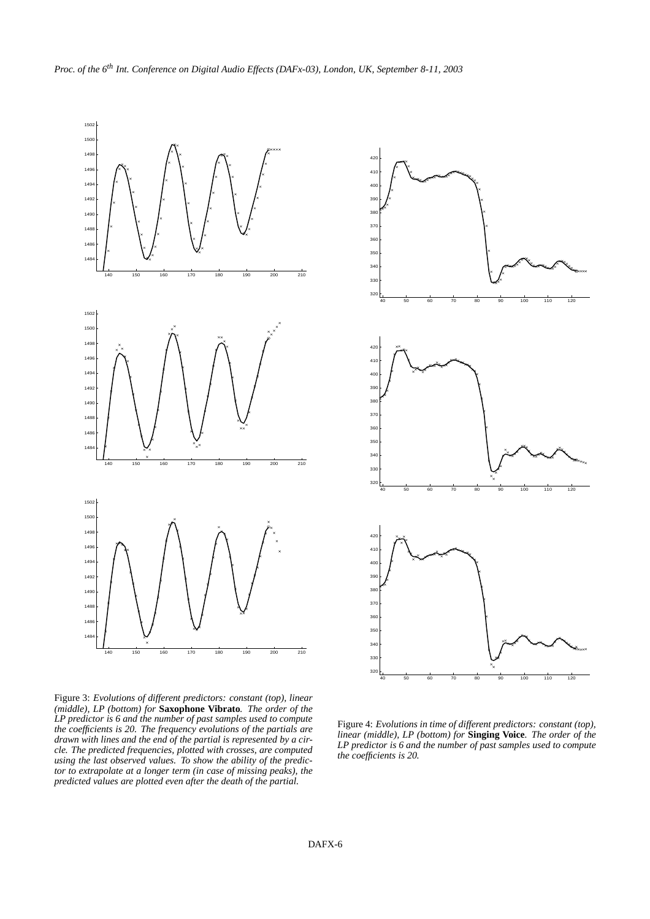1502
1500
1498
1496
1494
1492
1490
1488
1486
1484
140 150 160 170 180 190 200 210

1502
1500
1498
1496
1494
1492
1490
1488
1486
1484
140 150 160 170 180 190 200 210

1502
1500
1498
1496
1494
1492
1490
1488
1486
1484
140 150 160 170 180 190 200 210

Figure 3: *Evolutions of different predictors: constant (top), linear (middle), LP (bottom) for* **Saxophone Vibrato**. *The order of the LP predictor is 6 and the number of past samples used to compute the coefficients is 20. The frequency evolutions of the partials are drawn with lines and the end of the partial is represented by a circle. The predicted frequencies, plotted with crosses, are computed using the last observed values. To show the ability of the predictor to extrapolate at a longer term (in case of missing peaks), the predicted values are plotted even after the death of the partial.*

420
410
400
390
380
370
360
350
340
330
320
40 50 60 70 80 90 100 110 120

420
410
400
390
380
370
360
350
340
330
320
40 50 60 70 80 90 100 110 120

420
410
400
390
380
370
360
350
340
330
320
40 50 60 70 80 90 100 110 120

Figure 4: *Evolutions in time of different predictors: constant (top), linear (middle), LP (bottom) for* **Singing Voice**. *The order of the LP predictor is 6 and the number of past samples used to compute the coefficients is 20.*